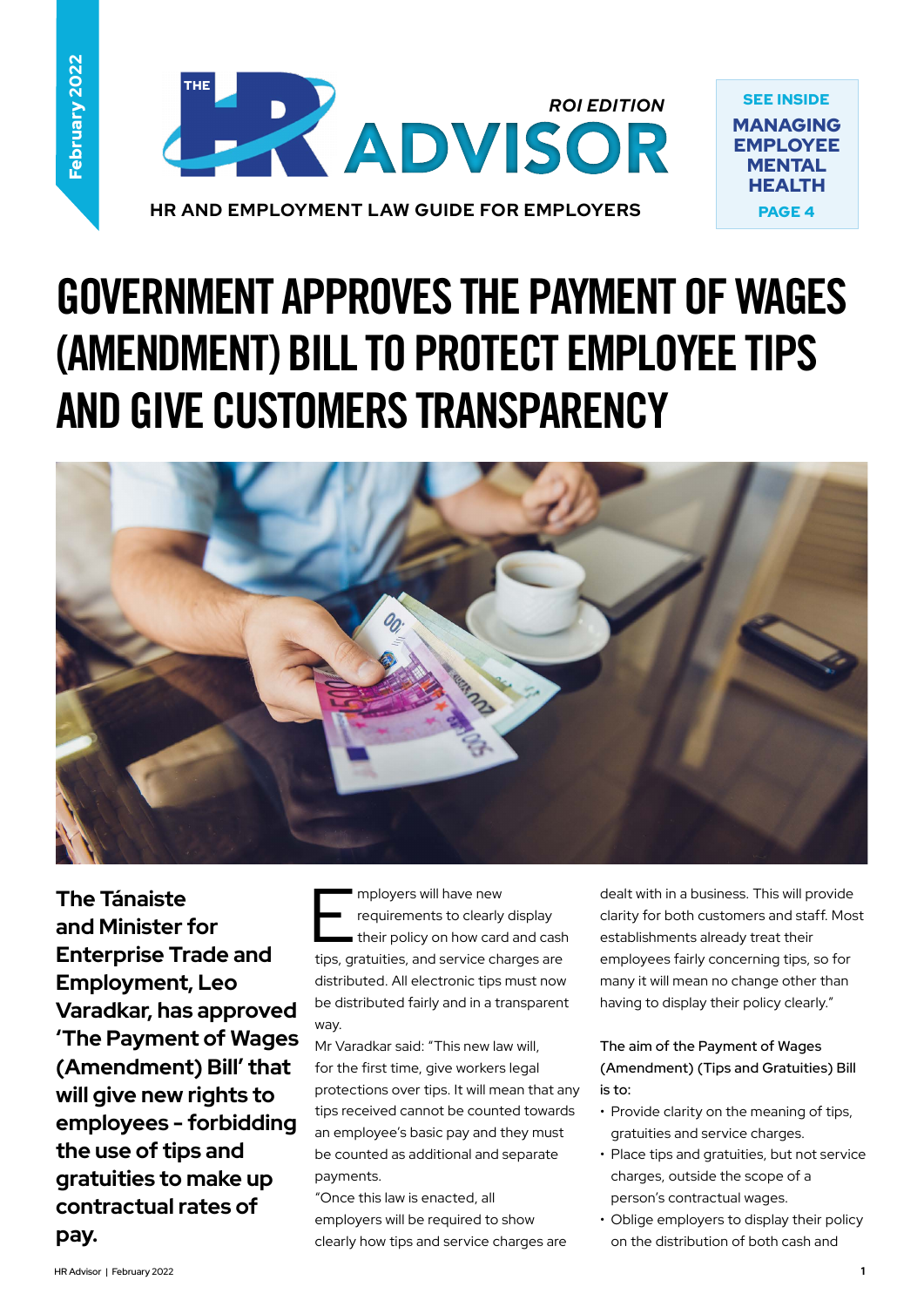February 2022

THE HR ADVISOR

ROI EDITION

HR AND EMPLOYMENT LAW GUIDE FOR EMPLOYERS

**SEE INSIDE**
**MANAGING EMPLOYEE MENTAL HEALTH**
**PAGE 4**

# GOVERNMENT APPROVES THE PAYMENT OF WAGES (AMENDMENT) BILL TO PROTECT EMPLOYEE TIPS AND GIVE CUSTOMERS TRANSPARENCY

**The Tánaiste and Minister for Enterprise Trade and Employment, Leo Varadkar, has approved 'The Payment of Wages (Amendment) Bill' that will give new rights to employees - forbidding the use of tips and gratuities to make up contractual rates of pay.**

Employers will have new requirements to clearly display their policy on how card and cash tips, gratuities, and service charges are distributed. All electronic tips must now be distributed fairly and in a transparent way.

Mr Varadkar said: "This new law will, for the first time, give workers legal protections over tips. It will mean that any tips received cannot be counted towards an employee's basic pay and they must be counted as additional and separate payments.

"Once this law is enacted, all employers will be required to show clearly how tips and service charges are dealt with in a business. This will provide clarity for both customers and staff. Most establishments already treat their employees fairly concerning tips, so for many it will mean no change other than having to display their policy clearly."

The aim of the Payment of Wages (Amendment) (Tips and Gratuities) Bill is to:

- Provide clarity on the meaning of tips, gratuities and service charges.
- Place tips and gratuities, but not service charges, outside the scope of a person's contractual wages.
- Oblige employers to display their policy on the distribution of both cash and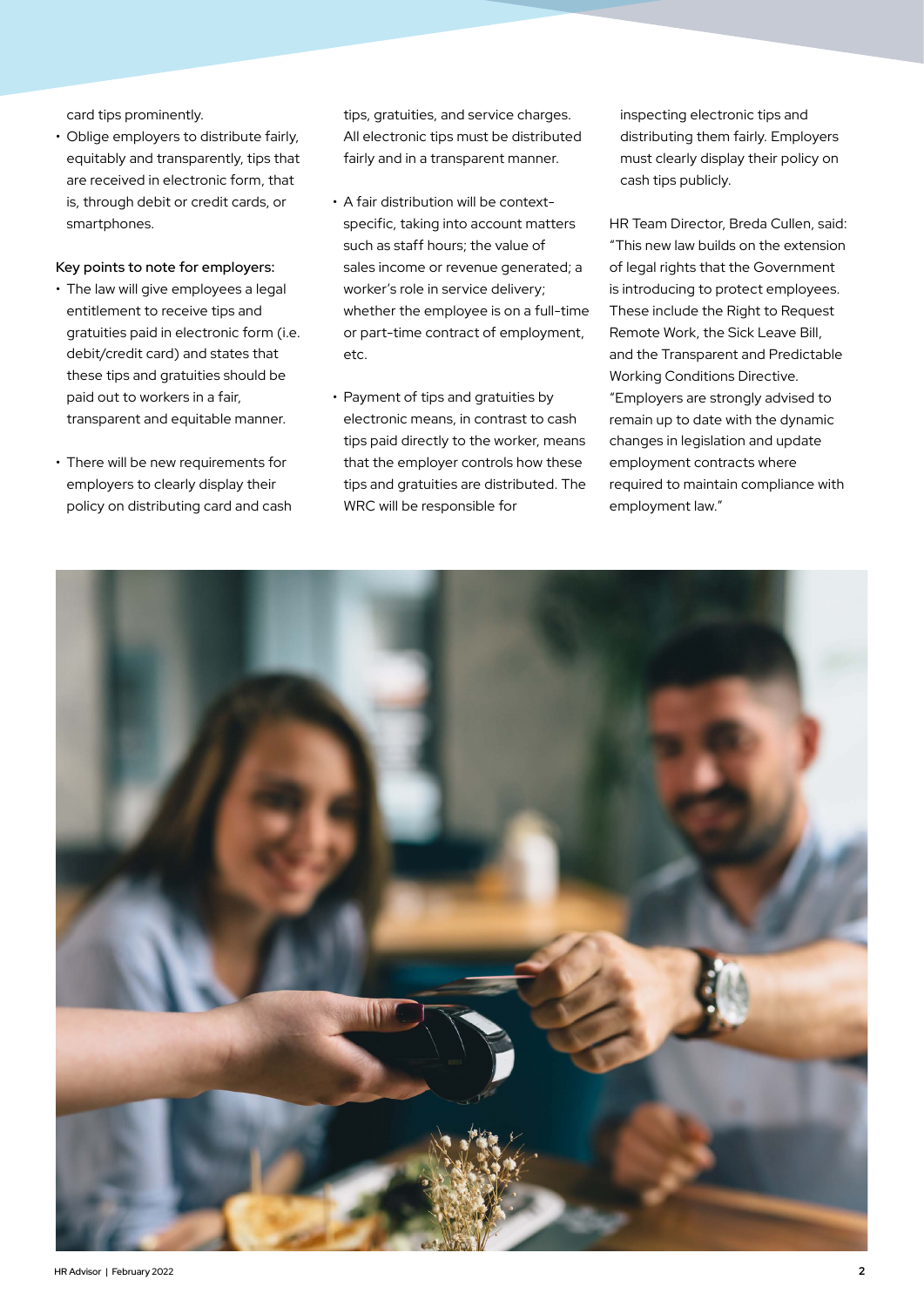card tips prominently.

- Oblige employers to distribute fairly, equitably and transparently, tips that are received in electronic form, that is, through debit or credit cards, or smartphones.

Key points to note for employers:

- The law will give employees a legal entitlement to receive tips and gratuities paid in electronic form (i.e. debit/credit card) and states that these tips and gratuities should be paid out to workers in a fair, transparent and equitable manner.

- There will be new requirements for employers to clearly display their policy on distributing card and cash tips, gratuities, and service charges. All electronic tips must be distributed fairly and in a transparent manner.

- A fair distribution will be context-specific, taking into account matters such as staff hours; the value of sales income or revenue generated; a worker's role in service delivery; whether the employee is on a full-time or part-time contract of employment, etc.

- Payment of tips and gratuities by electronic means, in contrast to cash tips paid directly to the worker, means that the employer controls how these tips and gratuities are distributed. The WRC will be responsible for inspecting electronic tips and distributing them fairly. Employers must clearly display their policy on cash tips publicly.

HR Team Director, Breda Cullen, said: "This new law builds on the extension of legal rights that the Government is introducing to protect employees. These include the Right to Request Remote Work, the Sick Leave Bill, and the Transparent and Predictable Working Conditions Directive. "Employers are strongly advised to remain up to date with the dynamic changes in legislation and update employment contracts where required to maintain compliance with employment law."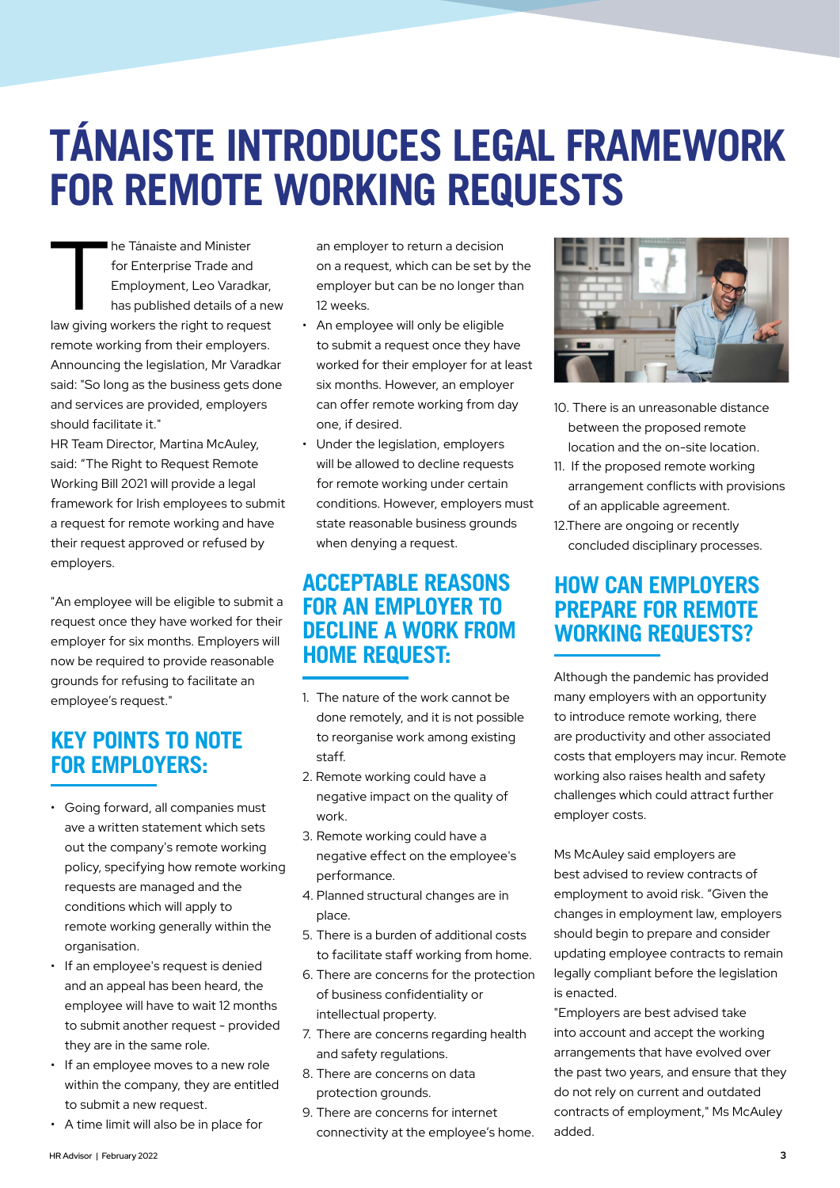# TÁNAISTE INTRODUCES LEGAL FRAMEWORK FOR REMOTE WORKING REQUESTS

The Tánaiste and Minister for Enterprise Trade and Employment, Leo Varadkar, has published details of a new law giving workers the right to request remote working from their employers. Announcing the legislation, Mr Varadkar said: "So long as the business gets done and services are provided, employers should facilitate it."

HR Team Director, Martina McAuley, said: "The Right to Request Remote Working Bill 2021 will provide a legal framework for Irish employees to submit a request for remote working and have their request approved or refused by employers.

"An employee will be eligible to submit a request once they have worked for their employer for six months. Employers will now be required to provide reasonable grounds for refusing to facilitate an employee's request."

## KEY POINTS TO NOTE FOR EMPLOYERS:

- Going forward, all companies must ave a written statement which sets out the company's remote working policy, specifying how remote working requests are managed and the conditions which will apply to remote working generally within the organisation.
- If an employee's request is denied and an appeal has been heard, the employee will have to wait 12 months to submit another request - provided they are in the same role.
- If an employee moves to a new role within the company, they are entitled to submit a new request.
- A time limit will also be in place for an employer to return a decision on a request, which can be set by the employer but can be no longer than 12 weeks.
- An employee will only be eligible to submit a request once they have worked for their employer for at least six months. However, an employer can offer remote working from day one, if desired.
- Under the legislation, employers will be allowed to decline requests for remote working under certain conditions. However, employers must state reasonable business grounds when denying a request.

## ACCEPTABLE REASONS FOR AN EMPLOYER TO DECLINE A WORK FROM HOME REQUEST:

1. The nature of the work cannot be done remotely, and it is not possible to reorganise work among existing staff.
2. Remote working could have a negative impact on the quality of work.
3. Remote working could have a negative effect on the employee's performance.
4. Planned structural changes are in place.
5. There is a burden of additional costs to facilitate staff working from home.
6. There are concerns for the protection of business confidentiality or intellectual property.
7. There are concerns regarding health and safety regulations.
8. There are concerns on data protection grounds.
9. There are concerns for internet connectivity at the employee's home.
10. There is an unreasonable distance between the proposed remote location and the on-site location.
11. If the proposed remote working arrangement conflicts with provisions of an applicable agreement.
12. There are ongoing or recently concluded disciplinary processes.

## HOW CAN EMPLOYERS PREPARE FOR REMOTE WORKING REQUESTS?

Although the pandemic has provided many employers with an opportunity to introduce remote working, there are productivity and other associated costs that employers may incur. Remote working also raises health and safety challenges which could attract further employer costs.

Ms McAuley said employers are best advised to review contracts of employment to avoid risk. "Given the changes in employment law, employers should begin to prepare and consider updating employee contracts to remain legally compliant before the legislation is enacted.

"Employers are best advised take into account and accept the working arrangements that have evolved over the past two years, and ensure that they do not rely on current and outdated contracts of employment," Ms McAuley added.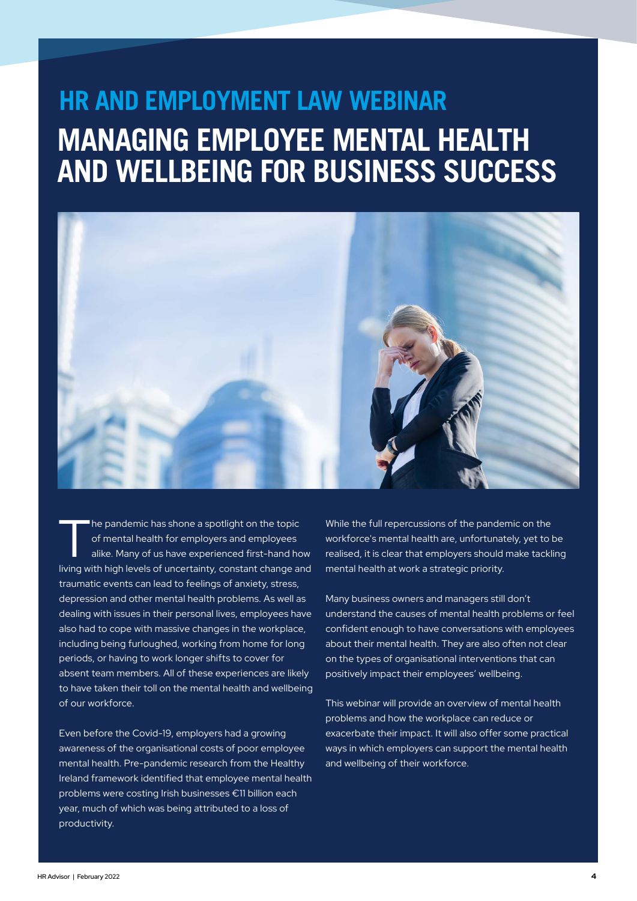## HR AND EMPLOYMENT LAW WEBINAR

# MANAGING EMPLOYEE MENTAL HEALTH AND WELLBEING FOR BUSINESS SUCCESS

The pandemic has shone a spotlight on the topic of mental health for employers and employees alike. Many of us have experienced first-hand how living with high levels of uncertainty, constant change and traumatic events can lead to feelings of anxiety, stress, depression and other mental health problems. As well as dealing with issues in their personal lives, employees have also had to cope with massive changes in the workplace, including being furloughed, working from home for long periods, or having to work longer shifts to cover for absent team members. All of these experiences are likely to have taken their toll on the mental health and wellbeing of our workforce.

Even before the Covid-19, employers had a growing awareness of the organisational costs of poor employee mental health. Pre-pandemic research from the Healthy Ireland framework identified that employee mental health problems were costing Irish businesses €11 billion each year, much of which was being attributed to a loss of productivity.

While the full repercussions of the pandemic on the workforce's mental health are, unfortunately, yet to be realised, it is clear that employers should make tackling mental health at work a strategic priority.

Many business owners and managers still don't understand the causes of mental health problems or feel confident enough to have conversations with employees about their mental health. They are also often not clear on the types of organisational interventions that can positively impact their employees' wellbeing.

This webinar will provide an overview of mental health problems and how the workplace can reduce or exacerbate their impact. It will also offer some practical ways in which employers can support the mental health and wellbeing of their workforce.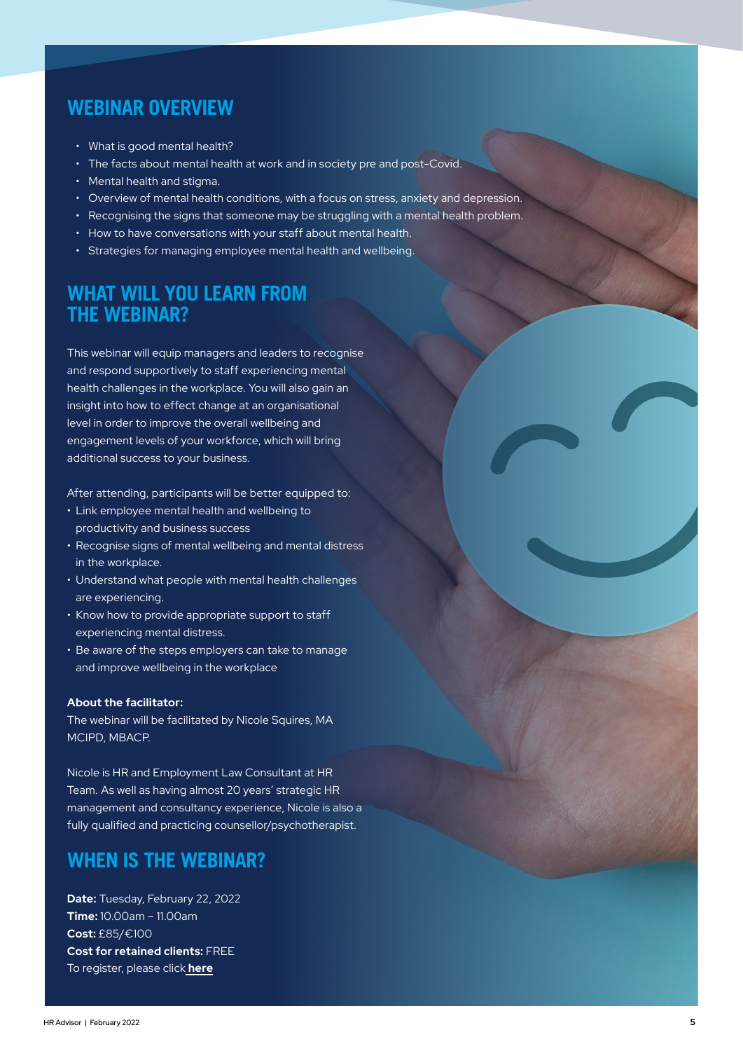## WEBINAR OVERVIEW

- What is good mental health?
- The facts about mental health at work and in society pre and post-Covid.
- Mental health and stigma.
- Overview of mental health conditions, with a focus on stress, anxiety and depression.
- Recognising the signs that someone may be struggling with a mental health problem.
- How to have conversations with your staff about mental health.
- Strategies for managing employee mental health and wellbeing.

## WHAT WILL YOU LEARN FROM THE WEBINAR?

This webinar will equip managers and leaders to recognise and respond supportively to staff experiencing mental health challenges in the workplace. You will also gain an insight into how to effect change at an organisational level in order to improve the overall wellbeing and engagement levels of your workforce, which will bring additional success to your business.

After attending, participants will be better equipped to:

- Link employee mental health and wellbeing to productivity and business success
- Recognise signs of mental wellbeing and mental distress in the workplace.
- Understand what people with mental health challenges are experiencing.
- Know how to provide appropriate support to staff experiencing mental distress.
- Be aware of the steps employers can take to manage and improve wellbeing in the workplace

**About the facilitator:**
The webinar will be facilitated by Nicole Squires, MA MCIPD, MBACP.

Nicole is HR and Employment Law Consultant at HR Team. As well as having almost 20 years' strategic HR management and consultancy experience, Nicole is also a fully qualified and practicing counsellor/psychotherapist.

## WHEN IS THE WEBINAR?

**Date:** Tuesday, February 22, 2022
**Time:** 10.00am – 11.00am
**Cost:** £85/€100
**Cost for retained clients:** FREE
To register, please click **here**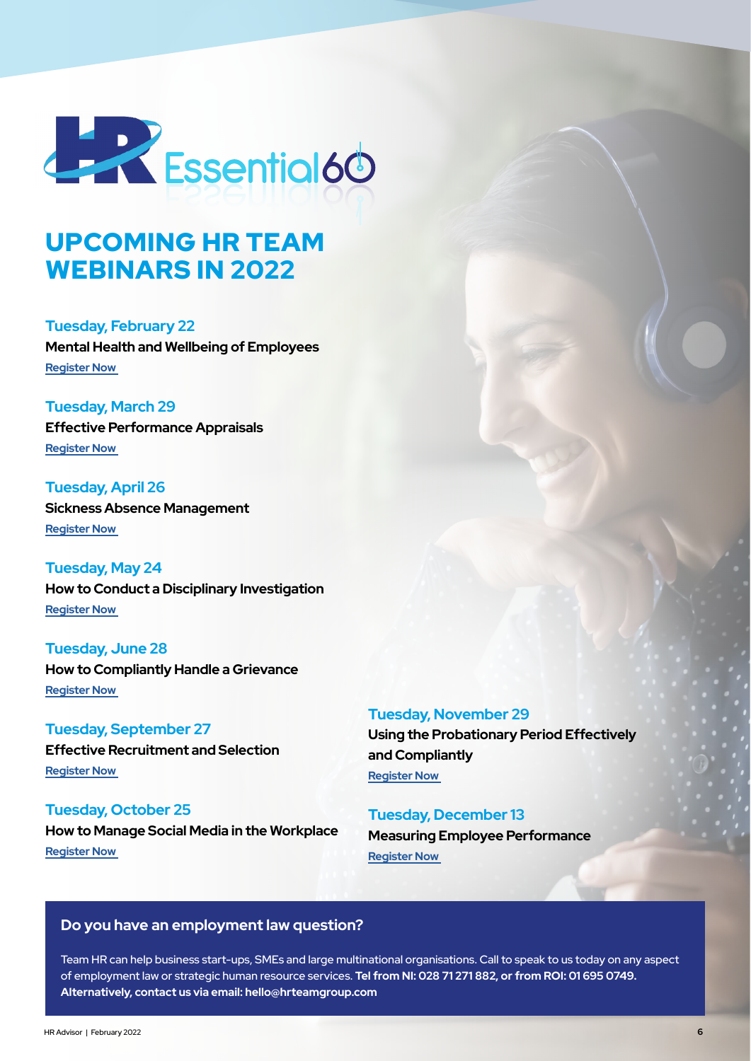HR Essential60

# UPCOMING HR TEAM WEBINARS IN 2022

**Tuesday, February 22**
**Mental Health and Wellbeing of Employees**
Register Now

**Tuesday, March 29**
**Effective Performance Appraisals**
Register Now

**Tuesday, April 26**
**Sickness Absence Management**
Register Now

**Tuesday, May 24**
**How to Conduct a Disciplinary Investigation**
Register Now

**Tuesday, June 28**
**How to Compliantly Handle a Grievance**
Register Now

**Tuesday, September 27**
**Effective Recruitment and Selection**
Register Now

**Tuesday, October 25**
**How to Manage Social Media in the Workplace**
Register Now

**Tuesday, November 29**
**Using the Probationary Period Effectively and Compliantly**
Register Now

**Tuesday, December 13**
**Measuring Employee Performance**
Register Now

## Do you have an employment law question?

Team HR can help business start-ups, SMEs and large multinational organisations. Call to speak to us today on any aspect of employment law or strategic human resource services. **Tel from NI: 028 71 271 882, or from ROI: 01 695 0749. Alternatively, contact us via email: hello@hrteamgroup.com**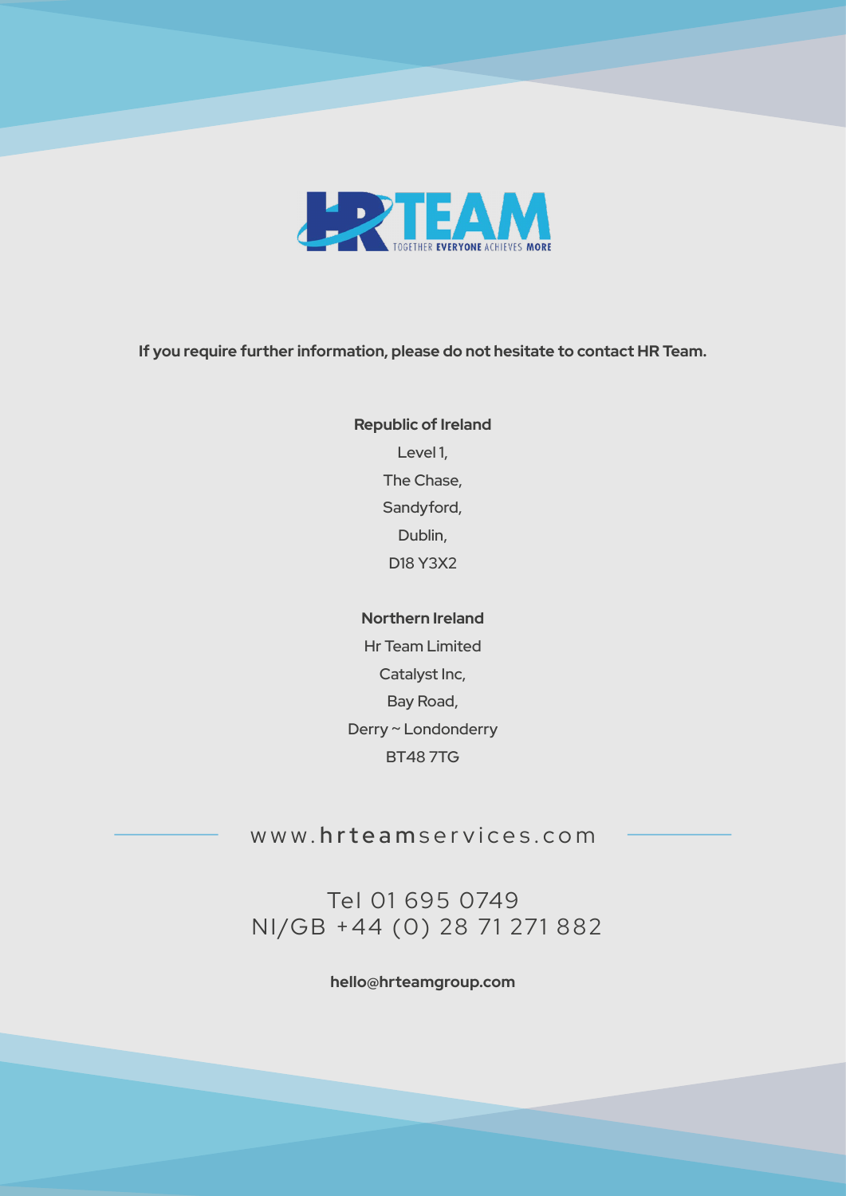HR TEAM
TOGETHER EVERYONE ACHIEVES MORE

**If you require further information, please do not hesitate to contact HR Team.**

**Republic of Ireland**
Level 1,
The Chase,
Sandyford,
Dublin,
D18 Y3X2

**Northern Ireland**
Hr Team Limited
Catalyst Inc,
Bay Road,
Derry ~ Londonderry
BT48 7TG

www.**hrteam**services.com

Tel 01 695 0749
NI/GB +44 (0) 28 71 271 882

**hello@hrteamgroup.com**